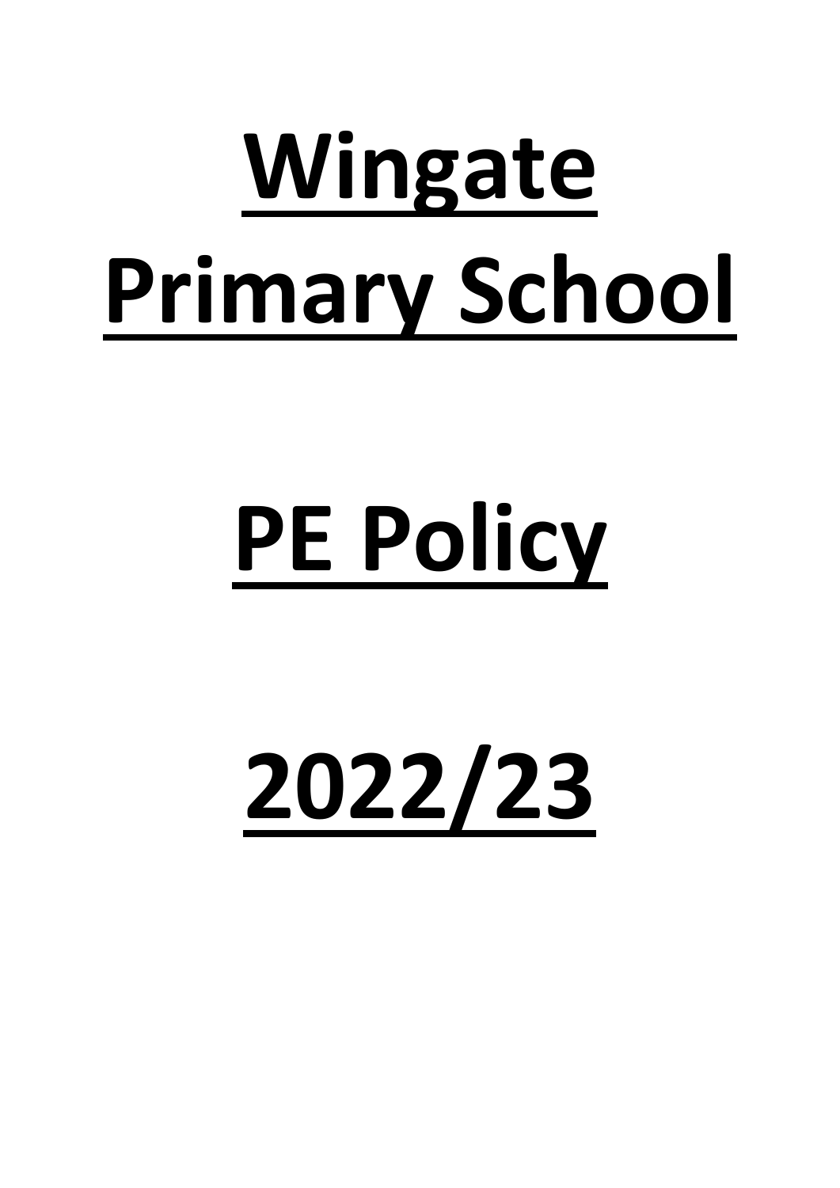# Wingate Primary School

# PE Policy

# 2022/23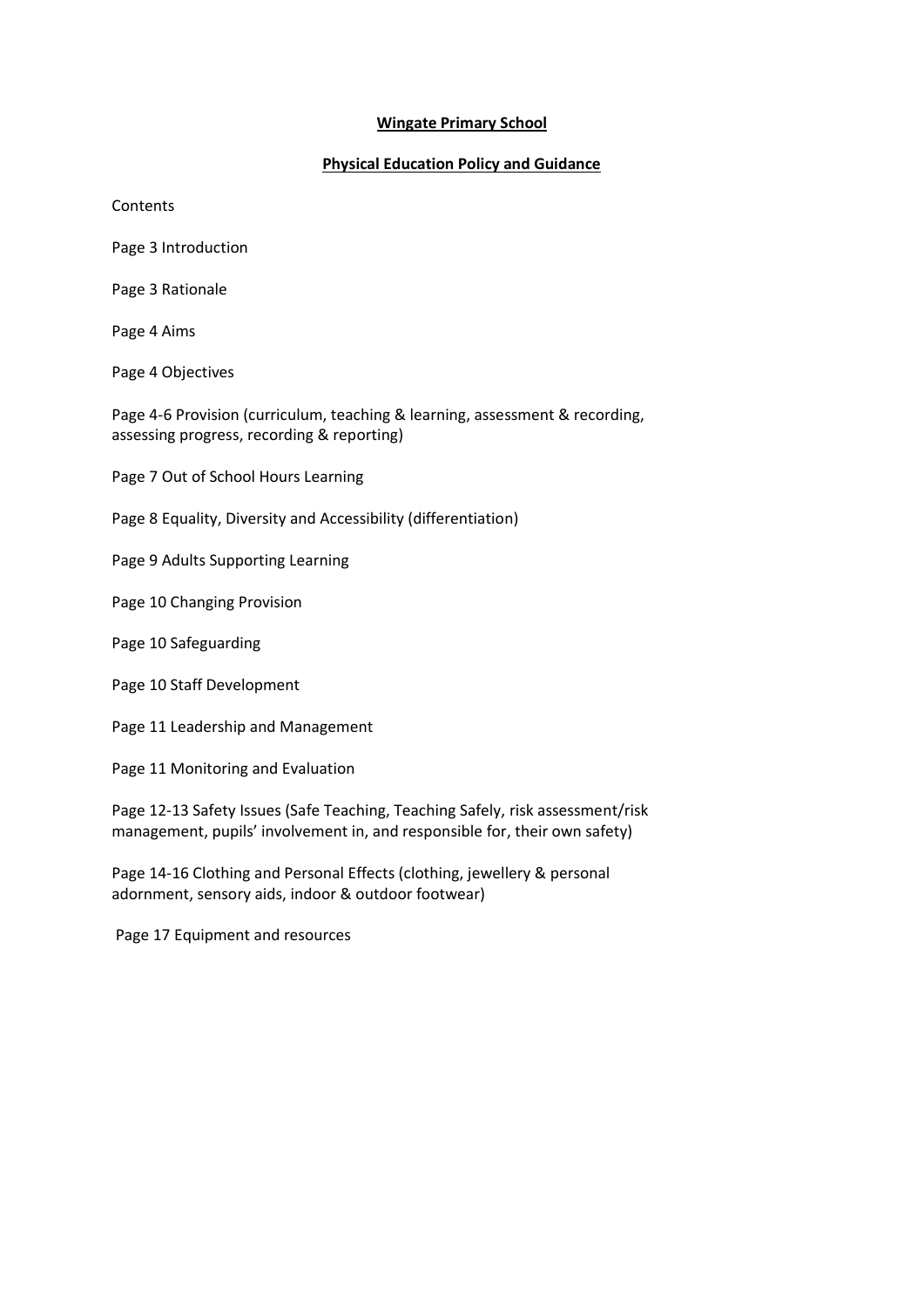**Wingate Primary School**

**Physical Education Policy and Guidance**

Contents

Page 3 Introduction

Page 3 Rationale

Page 4 Aims

Page 4 Objectives

Page 4-6 Provision (curriculum, teaching & learning, assessment & recording, assessing progress, recording & reporting)

Page 7 Out of School Hours Learning

Page 8 Equality, Diversity and Accessibility (differentiation)

Page 9 Adults Supporting Learning

Page 10 Changing Provision

Page 10 Safeguarding

Page 10 Staff Development

Page 11 Leadership and Management

Page 11 Monitoring and Evaluation

Page 12-13 Safety Issues (Safe Teaching, Teaching Safely, risk assessment/risk management, pupils' involvement in, and responsible for, their own safety)

Page 14-16 Clothing and Personal Effects (clothing, jewellery & personal adornment, sensory aids, indoor & outdoor footwear)

Page 17 Equipment and resources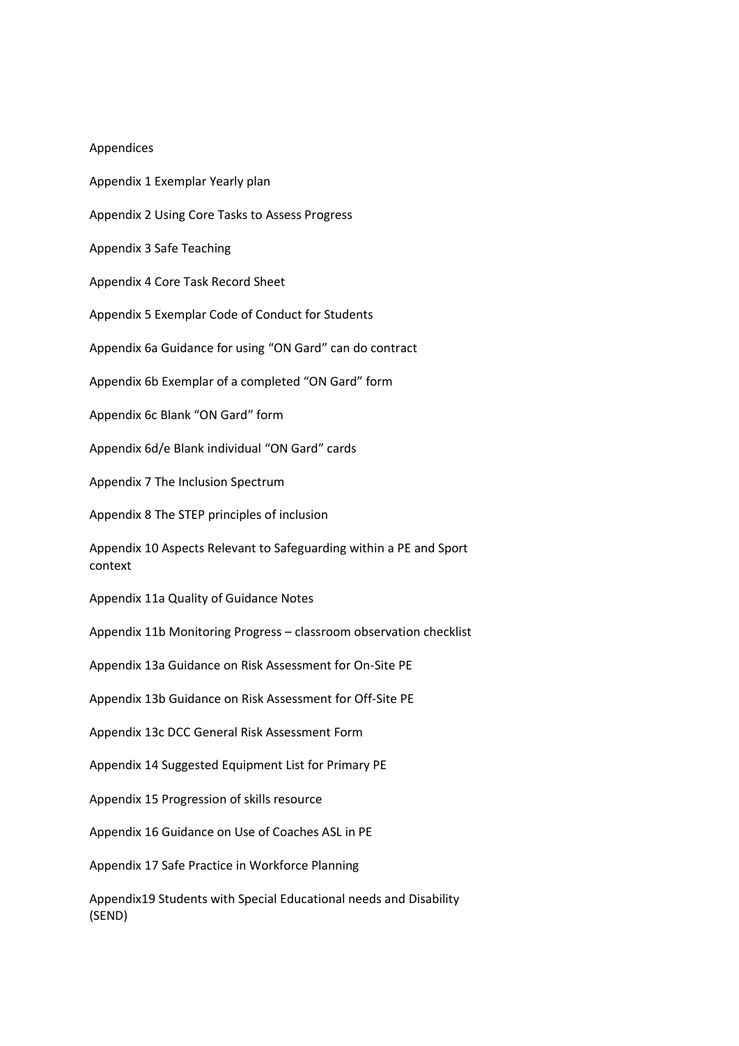Appendices

Appendix 1 Exemplar Yearly plan

Appendix 2 Using Core Tasks to Assess Progress

Appendix 3 Safe Teaching

Appendix 4 Core Task Record Sheet

Appendix 5 Exemplar Code of Conduct for Students

Appendix 6a Guidance for using "ON Gard" can do contract

Appendix 6b Exemplar of a completed "ON Gard" form

Appendix 6c Blank "ON Gard" form

Appendix 6d/e Blank individual "ON Gard" cards

Appendix 7 The Inclusion Spectrum

Appendix 8 The STEP principles of inclusion

Appendix 10 Aspects Relevant to Safeguarding within a PE and Sport context

Appendix 11a Quality of Guidance Notes

Appendix 11b Monitoring Progress – classroom observation checklist

Appendix 13a Guidance on Risk Assessment for On-Site PE

Appendix 13b Guidance on Risk Assessment for Off-Site PE

Appendix 13c DCC General Risk Assessment Form

Appendix 14 Suggested Equipment List for Primary PE

Appendix 15 Progression of skills resource

Appendix 16 Guidance on Use of Coaches ASL in PE

Appendix 17 Safe Practice in Workforce Planning

Appendix19 Students with Special Educational needs and Disability (SEND)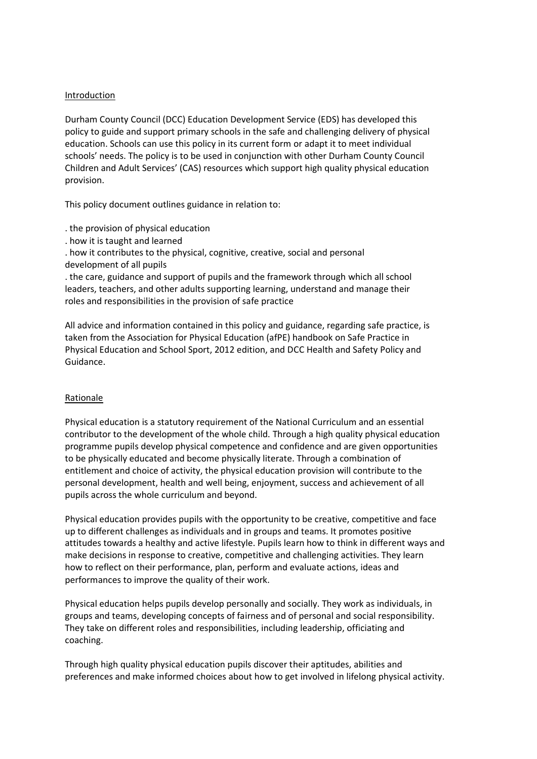## Introduction

Durham County Council (DCC) Education Development Service (EDS) has developed this policy to guide and support primary schools in the safe and challenging delivery of physical education. Schools can use this policy in its current form or adapt it to meet individual schools' needs. The policy is to be used in conjunction with other Durham County Council Children and Adult Services' (CAS) resources which support high quality physical education provision.

This policy document outlines guidance in relation to:

- the provision of physical education
- how it is taught and learned
- how it contributes to the physical, cognitive, creative, social and personal development of all pupils
- the care, guidance and support of pupils and the framework through which all school leaders, teachers, and other adults supporting learning, understand and manage their roles and responsibilities in the provision of safe practice

All advice and information contained in this policy and guidance, regarding safe practice, is taken from the Association for Physical Education (afPE) handbook on Safe Practice in Physical Education and School Sport, 2012 edition, and DCC Health and Safety Policy and Guidance.

## Rationale

Physical education is a statutory requirement of the National Curriculum and an essential contributor to the development of the whole child. Through a high quality physical education programme pupils develop physical competence and confidence and are given opportunities to be physically educated and become physically literate. Through a combination of entitlement and choice of activity, the physical education provision will contribute to the personal development, health and well being, enjoyment, success and achievement of all pupils across the whole curriculum and beyond.

Physical education provides pupils with the opportunity to be creative, competitive and face up to different challenges as individuals and in groups and teams. It promotes positive attitudes towards a healthy and active lifestyle. Pupils learn how to think in different ways and make decisions in response to creative, competitive and challenging activities. They learn how to reflect on their performance, plan, perform and evaluate actions, ideas and performances to improve the quality of their work.

Physical education helps pupils develop personally and socially. They work as individuals, in groups and teams, developing concepts of fairness and of personal and social responsibility. They take on different roles and responsibilities, including leadership, officiating and coaching.

Through high quality physical education pupils discover their aptitudes, abilities and preferences and make informed choices about how to get involved in lifelong physical activity.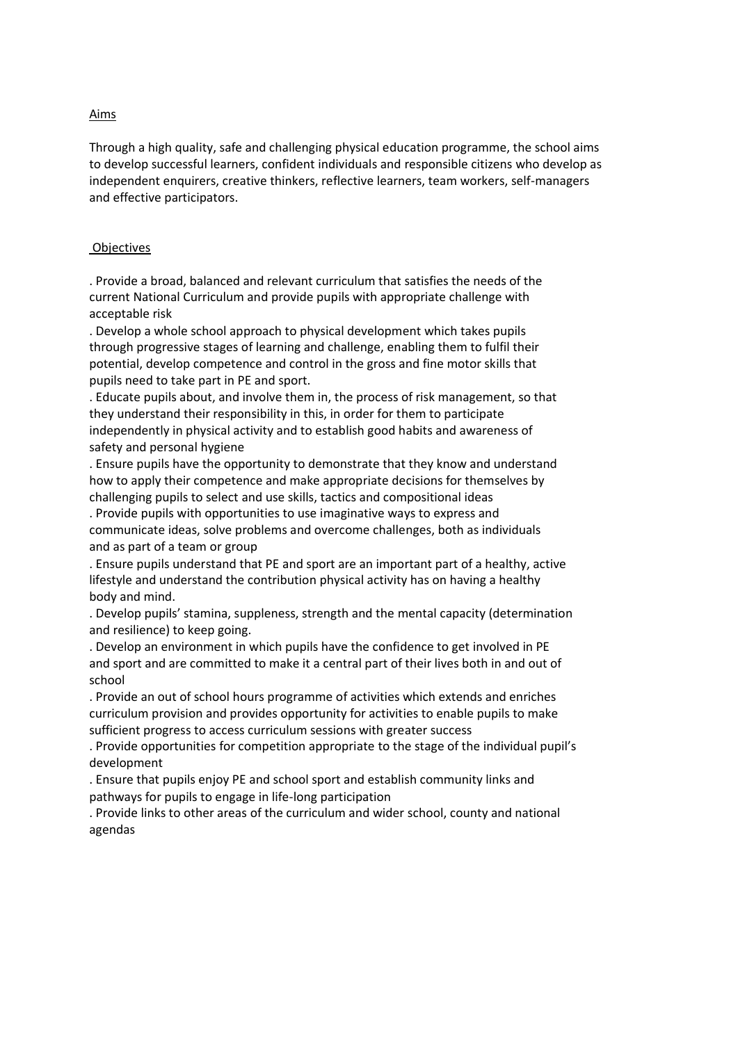## Aims

Through a high quality, safe and challenging physical education programme, the school aims to develop successful learners, confident individuals and responsible citizens who develop as independent enquirers, creative thinkers, reflective learners, team workers, self-managers and effective participators.

## Objectives

- Provide a broad, balanced and relevant curriculum that satisfies the needs of the current National Curriculum and provide pupils with appropriate challenge with acceptable risk
- Develop a whole school approach to physical development which takes pupils through progressive stages of learning and challenge, enabling them to fulfil their potential, develop competence and control in the gross and fine motor skills that pupils need to take part in PE and sport.
- Educate pupils about, and involve them in, the process of risk management, so that they understand their responsibility in this, in order for them to participate independently in physical activity and to establish good habits and awareness of safety and personal hygiene
- Ensure pupils have the opportunity to demonstrate that they know and understand how to apply their competence and make appropriate decisions for themselves by challenging pupils to select and use skills, tactics and compositional ideas
- Provide pupils with opportunities to use imaginative ways to express and communicate ideas, solve problems and overcome challenges, both as individuals and as part of a team or group
- Ensure pupils understand that PE and sport are an important part of a healthy, active lifestyle and understand the contribution physical activity has on having a healthy body and mind.
- Develop pupils' stamina, suppleness, strength and the mental capacity (determination and resilience) to keep going.
- Develop an environment in which pupils have the confidence to get involved in PE and sport and are committed to make it a central part of their lives both in and out of school
- Provide an out of school hours programme of activities which extends and enriches curriculum provision and provides opportunity for activities to enable pupils to make sufficient progress to access curriculum sessions with greater success
- Provide opportunities for competition appropriate to the stage of the individual pupil's development
- Ensure that pupils enjoy PE and school sport and establish community links and pathways for pupils to engage in life-long participation
- Provide links to other areas of the curriculum and wider school, county and national agendas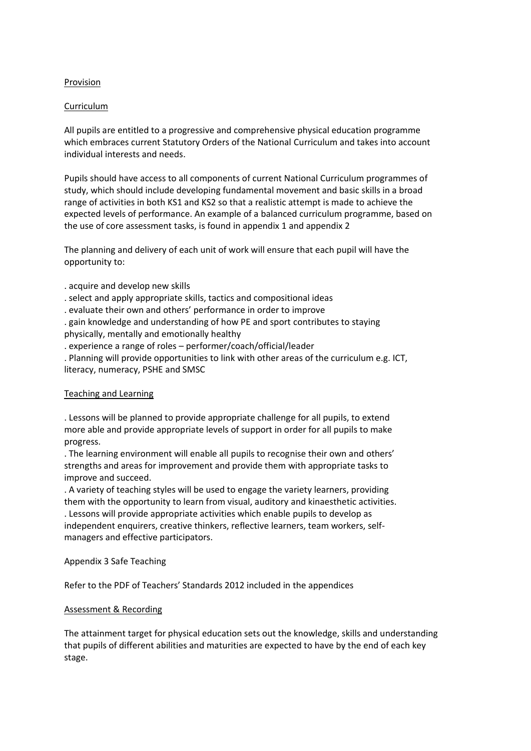## Provision

### Curriculum

All pupils are entitled to a progressive and comprehensive physical education programme which embraces current Statutory Orders of the National Curriculum and takes into account individual interests and needs.

Pupils should have access to all components of current National Curriculum programmes of study, which should include developing fundamental movement and basic skills in a broad range of activities in both KS1 and KS2 so that a realistic attempt is made to achieve the expected levels of performance. An example of a balanced curriculum programme, based on the use of core assessment tasks, is found in appendix 1 and appendix 2

The planning and delivery of each unit of work will ensure that each pupil will have the opportunity to:

. acquire and develop new skills
. select and apply appropriate skills, tactics and compositional ideas
. evaluate their own and others' performance in order to improve
. gain knowledge and understanding of how PE and sport contributes to staying physically, mentally and emotionally healthy
. experience a range of roles – performer/coach/official/leader
. Planning will provide opportunities to link with other areas of the curriculum e.g. ICT, literacy, numeracy, PSHE and SMSC

### Teaching and Learning

. Lessons will be planned to provide appropriate challenge for all pupils, to extend more able and provide appropriate levels of support in order for all pupils to make progress.
. The learning environment will enable all pupils to recognise their own and others' strengths and areas for improvement and provide them with appropriate tasks to improve and succeed.
. A variety of teaching styles will be used to engage the variety learners, providing them with the opportunity to learn from visual, auditory and kinaesthetic activities.
. Lessons will provide appropriate activities which enable pupils to develop as independent enquirers, creative thinkers, reflective learners, team workers, self-managers and effective participators.

Appendix 3 Safe Teaching

Refer to the PDF of Teachers' Standards 2012 included in the appendices

### Assessment & Recording

The attainment target for physical education sets out the knowledge, skills and understanding that pupils of different abilities and maturities are expected to have by the end of each key stage.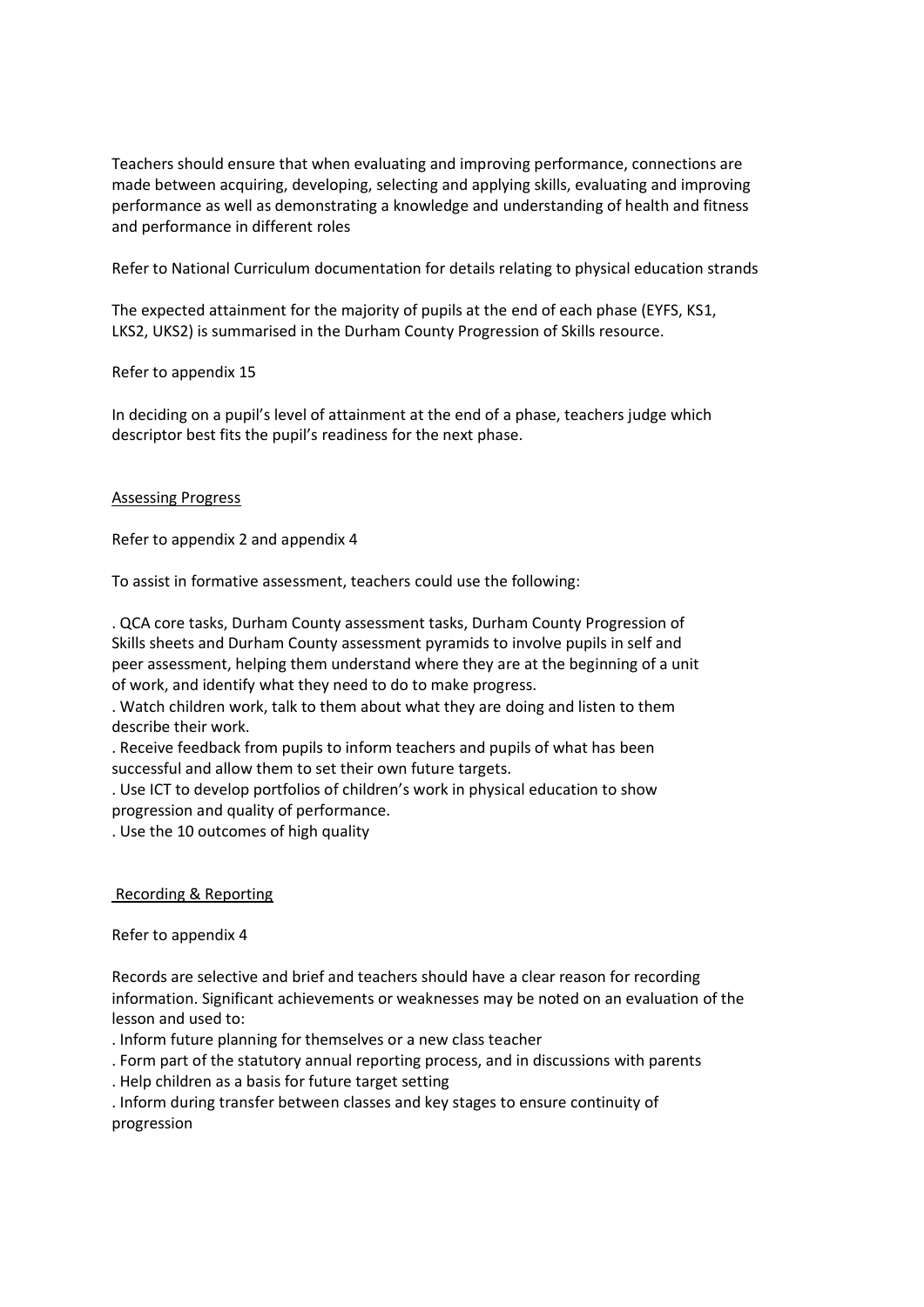Teachers should ensure that when evaluating and improving performance, connections are made between acquiring, developing, selecting and applying skills, evaluating and improving performance as well as demonstrating a knowledge and understanding of health and fitness and performance in different roles

Refer to National Curriculum documentation for details relating to physical education strands

The expected attainment for the majority of pupils at the end of each phase (EYFS, KS1, LKS2, UKS2) is summarised in the Durham County Progression of Skills resource.

Refer to appendix 15

In deciding on a pupil's level of attainment at the end of a phase, teachers judge which descriptor best fits the pupil's readiness for the next phase.

## Assessing Progress

Refer to appendix 2 and appendix 4

To assist in formative assessment, teachers could use the following:

. QCA core tasks, Durham County assessment tasks, Durham County Progression of Skills sheets and Durham County assessment pyramids to involve pupils in self and peer assessment, helping them understand where they are at the beginning of a unit of work, and identify what they need to do to make progress.
. Watch children work, talk to them about what they are doing and listen to them describe their work.
. Receive feedback from pupils to inform teachers and pupils of what has been successful and allow them to set their own future targets.
. Use ICT to develop portfolios of children's work in physical education to show progression and quality of performance.
. Use the 10 outcomes of high quality

## Recording & Reporting

Refer to appendix 4

Records are selective and brief and teachers should have a clear reason for recording information. Significant achievements or weaknesses may be noted on an evaluation of the lesson and used to:

. Inform future planning for themselves or a new class teacher
. Form part of the statutory annual reporting process, and in discussions with parents
. Help children as a basis for future target setting
. Inform during transfer between classes and key stages to ensure continuity of progression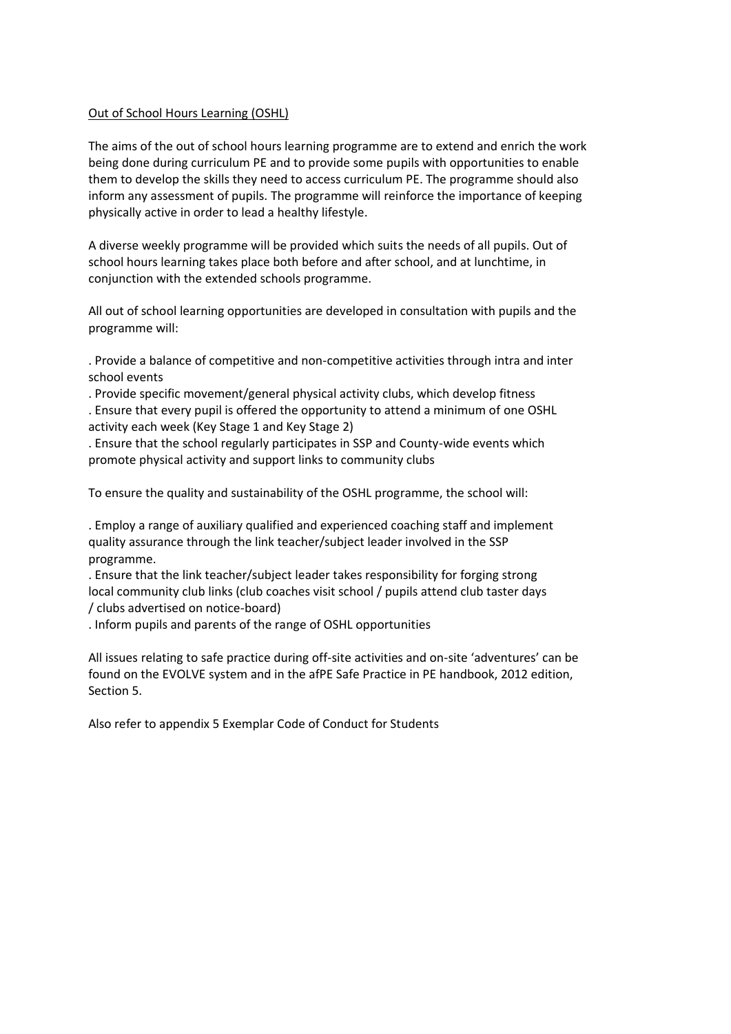## Out of School Hours Learning (OSHL)

The aims of the out of school hours learning programme are to extend and enrich the work being done during curriculum PE and to provide some pupils with opportunities to enable them to develop the skills they need to access curriculum PE. The programme should also inform any assessment of pupils. The programme will reinforce the importance of keeping physically active in order to lead a healthy lifestyle.

A diverse weekly programme will be provided which suits the needs of all pupils. Out of school hours learning takes place both before and after school, and at lunchtime, in conjunction with the extended schools programme.

All out of school learning opportunities are developed in consultation with pupils and the programme will:

- Provide a balance of competitive and non-competitive activities through intra and inter school events
- Provide specific movement/general physical activity clubs, which develop fitness
- Ensure that every pupil is offered the opportunity to attend a minimum of one OSHL activity each week (Key Stage 1 and Key Stage 2)
- Ensure that the school regularly participates in SSP and County-wide events which promote physical activity and support links to community clubs

To ensure the quality and sustainability of the OSHL programme, the school will:

- Employ a range of auxiliary qualified and experienced coaching staff and implement quality assurance through the link teacher/subject leader involved in the SSP programme.
- Ensure that the link teacher/subject leader takes responsibility for forging strong local community club links (club coaches visit school / pupils attend club taster days / clubs advertised on notice-board)
- Inform pupils and parents of the range of OSHL opportunities

All issues relating to safe practice during off-site activities and on-site 'adventures' can be found on the EVOLVE system and in the afPE Safe Practice in PE handbook, 2012 edition, Section 5.

Also refer to appendix 5 Exemplar Code of Conduct for Students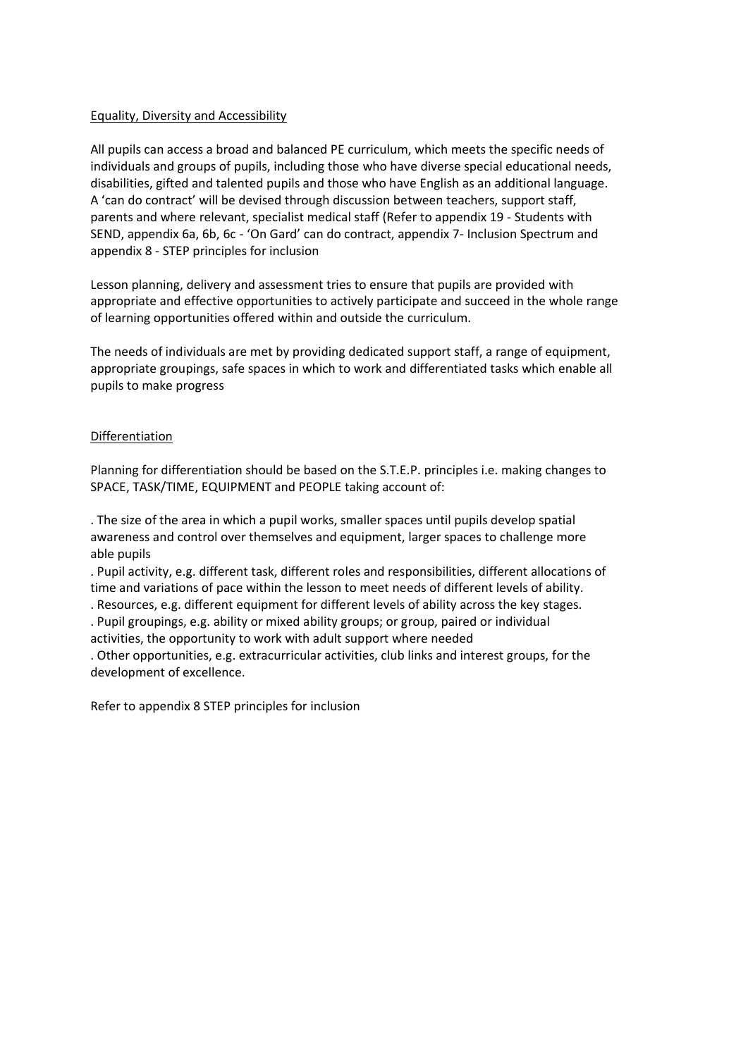## Equality, Diversity and Accessibility

All pupils can access a broad and balanced PE curriculum, which meets the specific needs of individuals and groups of pupils, including those who have diverse special educational needs, disabilities, gifted and talented pupils and those who have English as an additional language. A 'can do contract' will be devised through discussion between teachers, support staff, parents and where relevant, specialist medical staff (Refer to appendix 19 - Students with SEND, appendix 6a, 6b, 6c - 'On Gard' can do contract, appendix 7- Inclusion Spectrum and appendix 8 - STEP principles for inclusion

Lesson planning, delivery and assessment tries to ensure that pupils are provided with appropriate and effective opportunities to actively participate and succeed in the whole range of learning opportunities offered within and outside the curriculum.

The needs of individuals are met by providing dedicated support staff, a range of equipment, appropriate groupings, safe spaces in which to work and differentiated tasks which enable all pupils to make progress

## Differentiation

Planning for differentiation should be based on the S.T.E.P. principles i.e. making changes to SPACE, TASK/TIME, EQUIPMENT and PEOPLE taking account of:

. The size of the area in which a pupil works, smaller spaces until pupils develop spatial awareness and control over themselves and equipment, larger spaces to challenge more able pupils
. Pupil activity, e.g. different task, different roles and responsibilities, different allocations of time and variations of pace within the lesson to meet needs of different levels of ability.
. Resources, e.g. different equipment for different levels of ability across the key stages.
. Pupil groupings, e.g. ability or mixed ability groups; or group, paired or individual activities, the opportunity to work with adult support where needed
. Other opportunities, e.g. extracurricular activities, club links and interest groups, for the development of excellence.

Refer to appendix 8 STEP principles for inclusion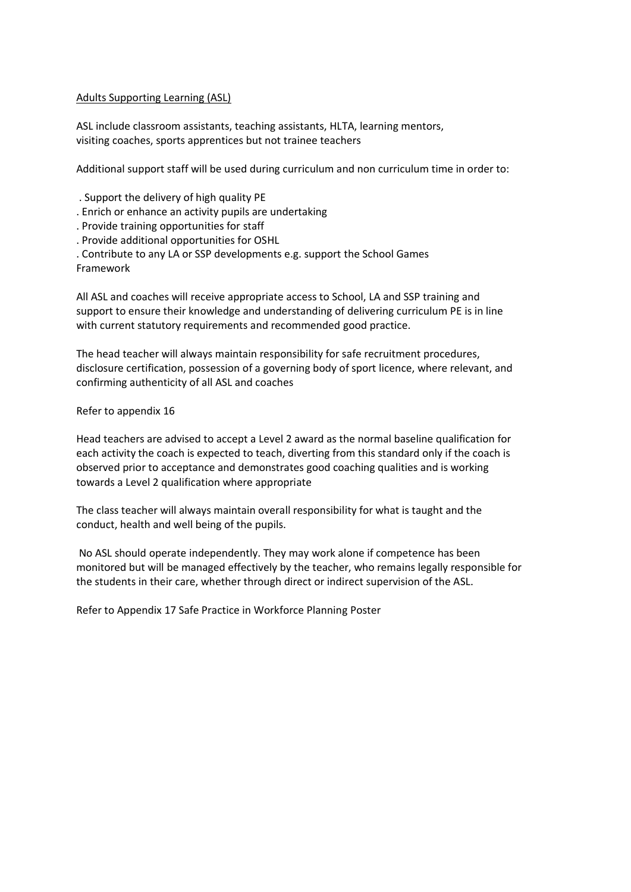<u>Adults Supporting Learning (ASL)</u>

ASL include classroom assistants, teaching assistants, HLTA, learning mentors, visiting coaches, sports apprentices but not trainee teachers

Additional support staff will be used during curriculum and non curriculum time in order to:

- Support the delivery of high quality PE
- Enrich or enhance an activity pupils are undertaking
- Provide training opportunities for staff
- Provide additional opportunities for OSHL
- Contribute to any LA or SSP developments e.g. support the School Games Framework

All ASL and coaches will receive appropriate access to School, LA and SSP training and support to ensure their knowledge and understanding of delivering curriculum PE is in line with current statutory requirements and recommended good practice.

The head teacher will always maintain responsibility for safe recruitment procedures, disclosure certification, possession of a governing body of sport licence, where relevant, and confirming authenticity of all ASL and coaches

Refer to appendix 16

Head teachers are advised to accept a Level 2 award as the normal baseline qualification for each activity the coach is expected to teach, diverting from this standard only if the coach is observed prior to acceptance and demonstrates good coaching qualities and is working towards a Level 2 qualification where appropriate

The class teacher will always maintain overall responsibility for what is taught and the conduct, health and well being of the pupils.

No ASL should operate independently. They may work alone if competence has been monitored but will be managed effectively by the teacher, who remains legally responsible for the students in their care, whether through direct or indirect supervision of the ASL.

Refer to Appendix 17 Safe Practice in Workforce Planning Poster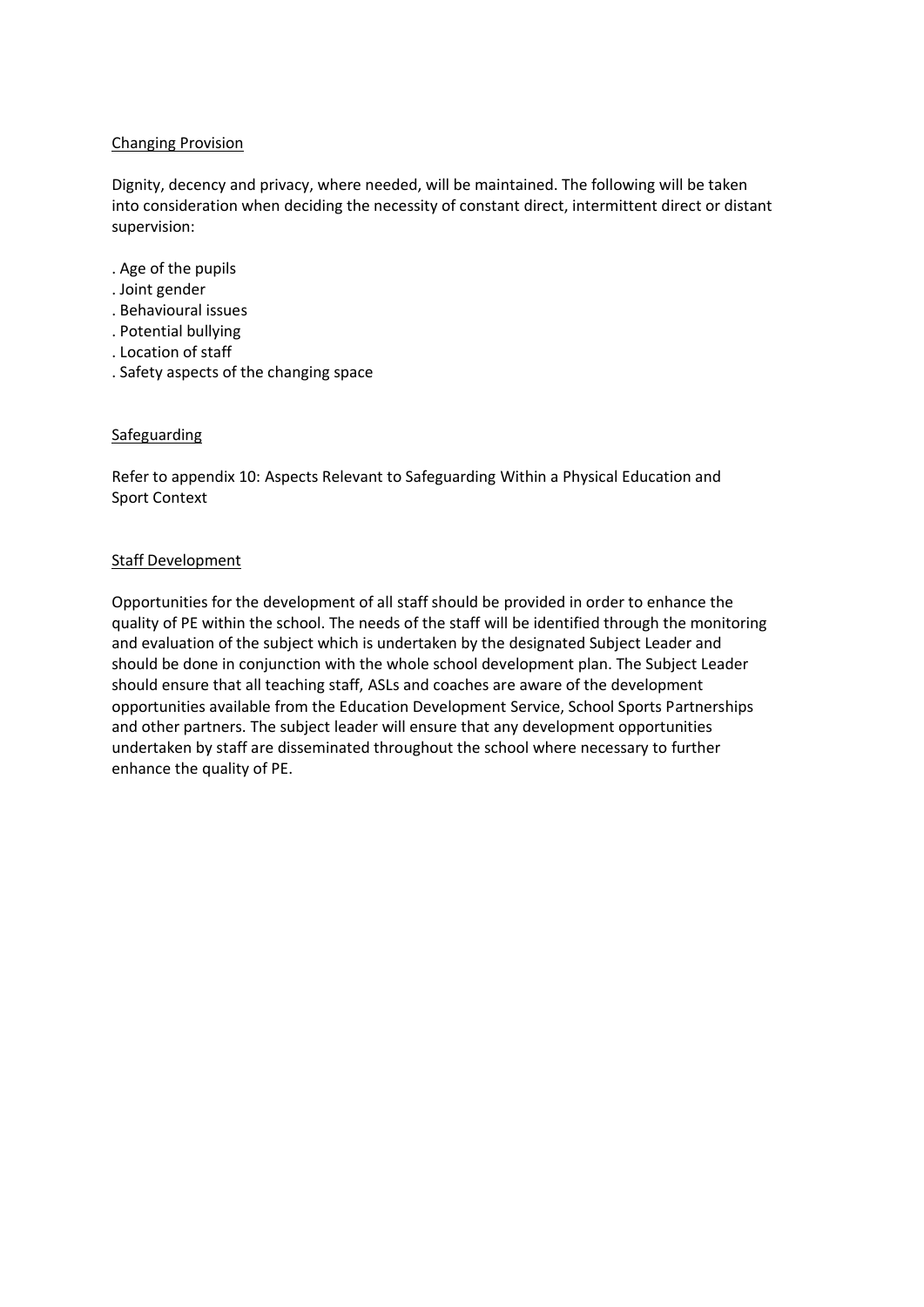## Changing Provision

Dignity, decency and privacy, where needed, will be maintained. The following will be taken into consideration when deciding the necessity of constant direct, intermittent direct or distant supervision:

. Age of the pupils
. Joint gender
. Behavioural issues
. Potential bullying
. Location of staff
. Safety aspects of the changing space

## Safeguarding

Refer to appendix 10: Aspects Relevant to Safeguarding Within a Physical Education and Sport Context

## Staff Development

Opportunities for the development of all staff should be provided in order to enhance the quality of PE within the school. The needs of the staff will be identified through the monitoring and evaluation of the subject which is undertaken by the designated Subject Leader and should be done in conjunction with the whole school development plan. The Subject Leader should ensure that all teaching staff, ASLs and coaches are aware of the development opportunities available from the Education Development Service, School Sports Partnerships and other partners. The subject leader will ensure that any development opportunities undertaken by staff are disseminated throughout the school where necessary to further enhance the quality of PE.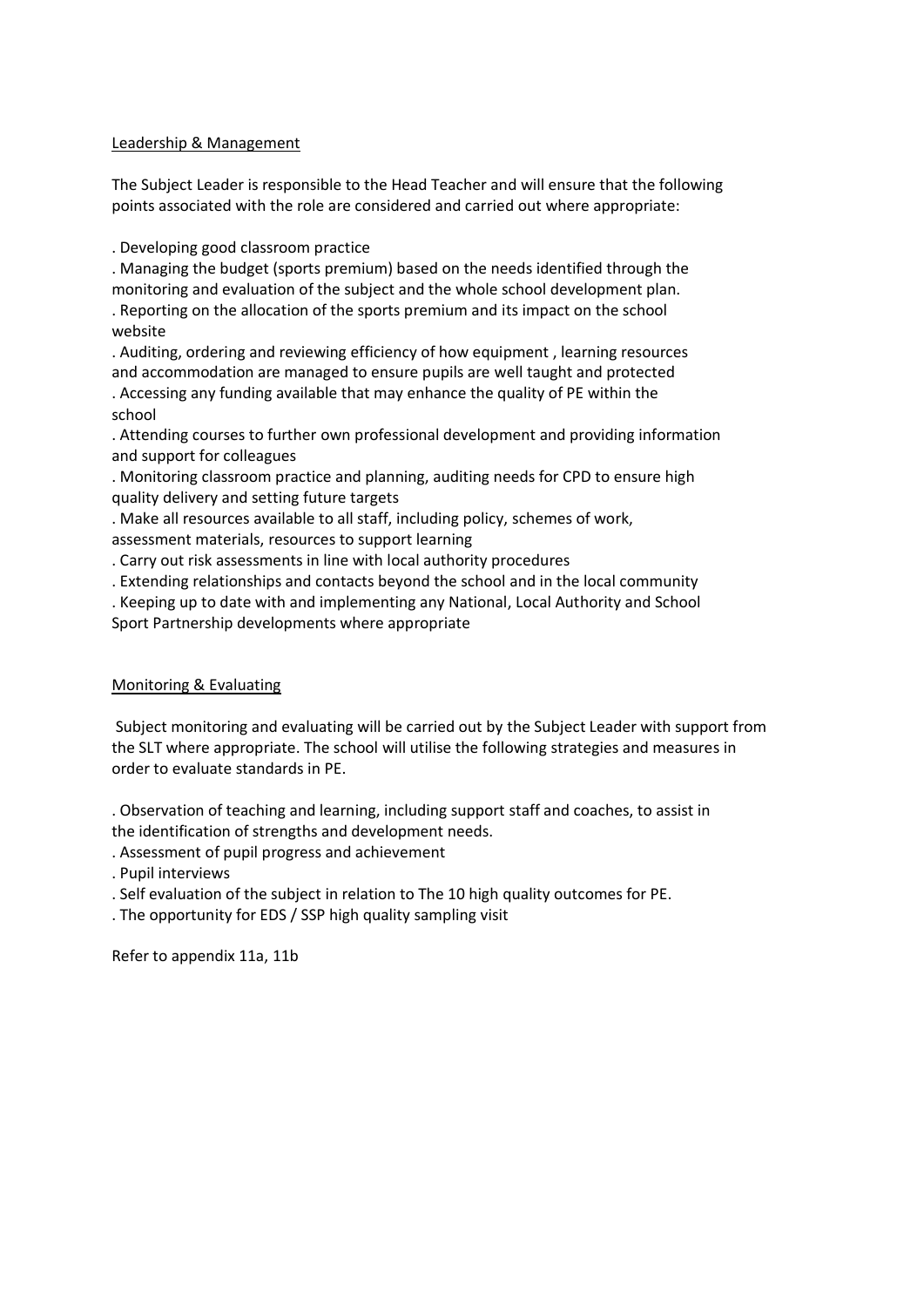## Leadership & Management

The Subject Leader is responsible to the Head Teacher and will ensure that the following points associated with the role are considered and carried out where appropriate:

. Developing good classroom practice
. Managing the budget (sports premium) based on the needs identified through the monitoring and evaluation of the subject and the whole school development plan.
. Reporting on the allocation of the sports premium and its impact on the school website
. Auditing, ordering and reviewing efficiency of how equipment , learning resources and accommodation are managed to ensure pupils are well taught and protected
. Accessing any funding available that may enhance the quality of PE within the school
. Attending courses to further own professional development and providing information and support for colleagues
. Monitoring classroom practice and planning, auditing needs for CPD to ensure high quality delivery and setting future targets
. Make all resources available to all staff, including policy, schemes of work, assessment materials, resources to support learning
. Carry out risk assessments in line with local authority procedures
. Extending relationships and contacts beyond the school and in the local community
. Keeping up to date with and implementing any National, Local Authority and School Sport Partnership developments where appropriate

## Monitoring & Evaluating

Subject monitoring and evaluating will be carried out by the Subject Leader with support from the SLT where appropriate. The school will utilise the following strategies and measures in order to evaluate standards in PE.

. Observation of teaching and learning, including support staff and coaches, to assist in the identification of strengths and development needs.
. Assessment of pupil progress and achievement
. Pupil interviews
. Self evaluation of the subject in relation to The 10 high quality outcomes for PE.
. The opportunity for EDS / SSP high quality sampling visit

Refer to appendix 11a, 11b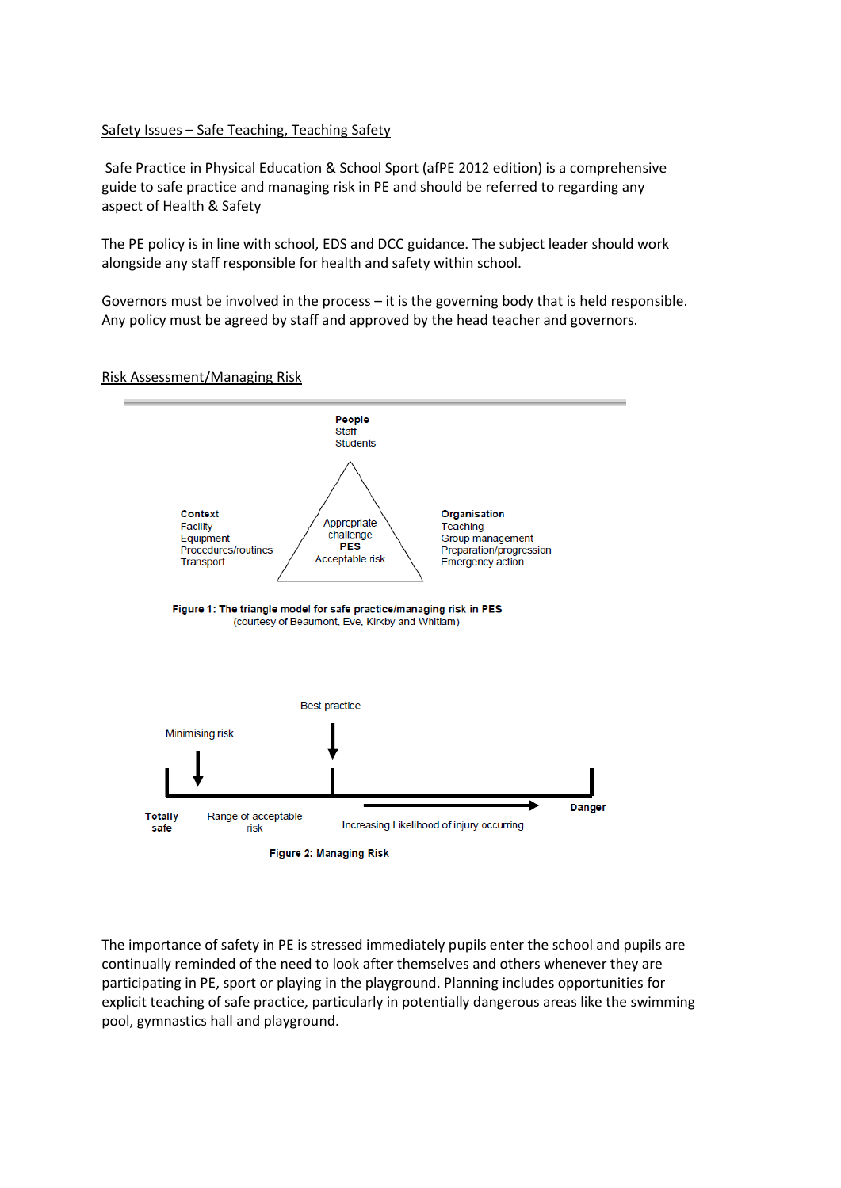Safety Issues – Safe Teaching, Teaching Safety

Safe Practice in Physical Education & School Sport (afPE 2012 edition) is a comprehensive guide to safe practice and managing risk in PE and should be referred to regarding any aspect of Health & Safety

The PE policy is in line with school, EDS and DCC guidance. The subject leader should work alongside any staff responsible for health and safety within school.

Governors must be involved in the process – it is the governing body that is held responsible. Any policy must be agreed by staff and approved by the head teacher and governors.

Risk Assessment/Managing Risk

**People**
Staff
Students

**Context**
Facility
Equipment
Procedures/routines
Transport

Appropriate challenge
**PES**
Acceptable risk

**Organisation**
Teaching
Group management
Preparation/progression
Emergency action

**Figure 1: The triangle model for safe practice/managing risk in PES**
(courtesy of Beaumont, Eve, Kirkby and Whitlam)

Best practice

Minimising risk

**Totally safe** | Range of acceptable risk | Increasing Likelihood of injury occurring | **Danger**

**Figure 2: Managing Risk**

The importance of safety in PE is stressed immediately pupils enter the school and pupils are continually reminded of the need to look after themselves and others whenever they are participating in PE, sport or playing in the playground. Planning includes opportunities for explicit teaching of safe practice, particularly in potentially dangerous areas like the swimming pool, gymnastics hall and playground.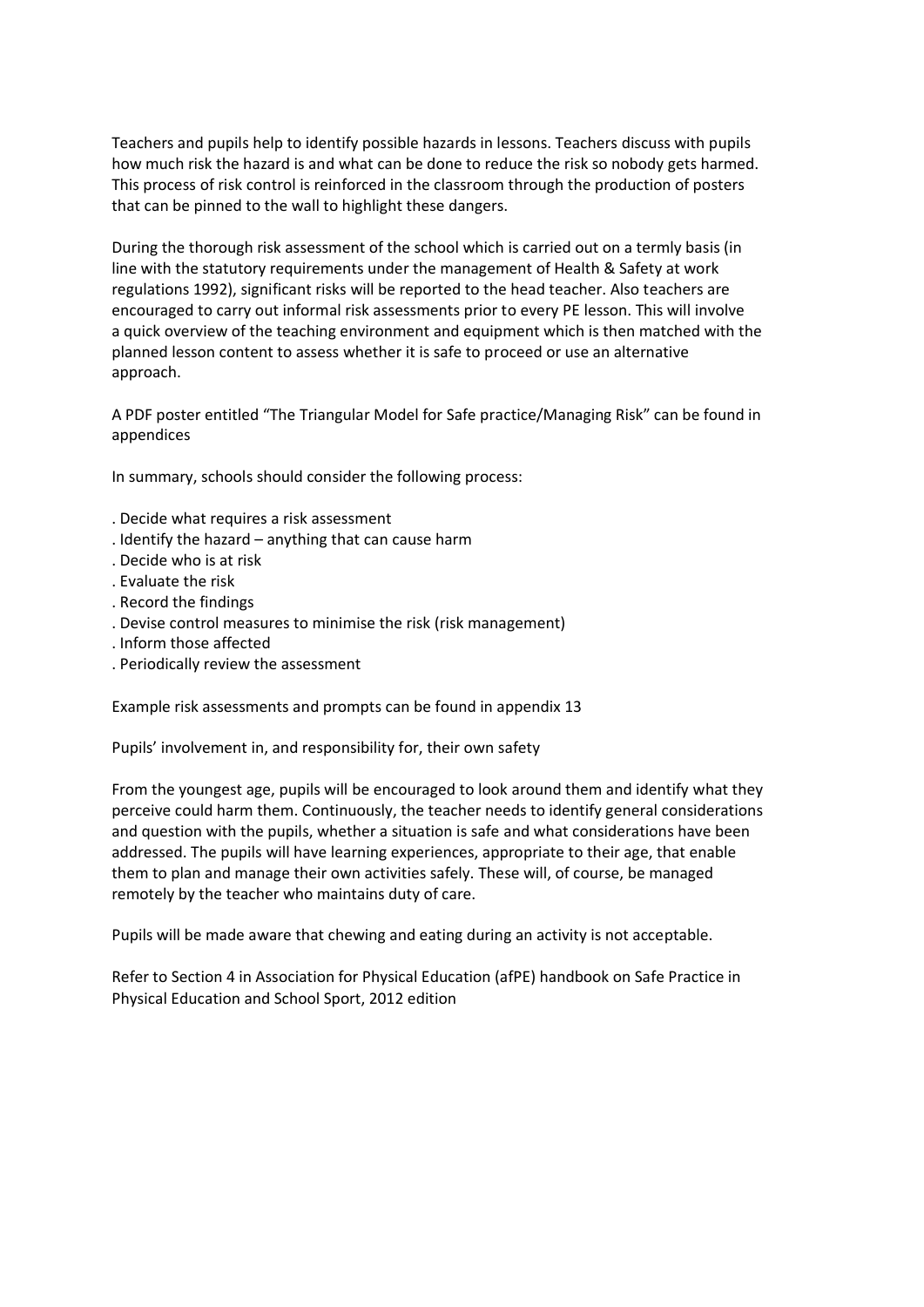Teachers and pupils help to identify possible hazards in lessons. Teachers discuss with pupils how much risk the hazard is and what can be done to reduce the risk so nobody gets harmed. This process of risk control is reinforced in the classroom through the production of posters that can be pinned to the wall to highlight these dangers.

During the thorough risk assessment of the school which is carried out on a termly basis (in line with the statutory requirements under the management of Health & Safety at work regulations 1992), significant risks will be reported to the head teacher. Also teachers are encouraged to carry out informal risk assessments prior to every PE lesson. This will involve a quick overview of the teaching environment and equipment which is then matched with the planned lesson content to assess whether it is safe to proceed or use an alternative approach.

A PDF poster entitled "The Triangular Model for Safe practice/Managing Risk" can be found in appendices

In summary, schools should consider the following process:

- Decide what requires a risk assessment
- Identify the hazard – anything that can cause harm
- Decide who is at risk
- Evaluate the risk
- Record the findings
- Devise control measures to minimise the risk (risk management)
- Inform those affected
- Periodically review the assessment

Example risk assessments and prompts can be found in appendix 13

Pupils' involvement in, and responsibility for, their own safety

From the youngest age, pupils will be encouraged to look around them and identify what they perceive could harm them. Continuously, the teacher needs to identify general considerations and question with the pupils, whether a situation is safe and what considerations have been addressed. The pupils will have learning experiences, appropriate to their age, that enable them to plan and manage their own activities safely. These will, of course, be managed remotely by the teacher who maintains duty of care.

Pupils will be made aware that chewing and eating during an activity is not acceptable.

Refer to Section 4 in Association for Physical Education (afPE) handbook on Safe Practice in Physical Education and School Sport, 2012 edition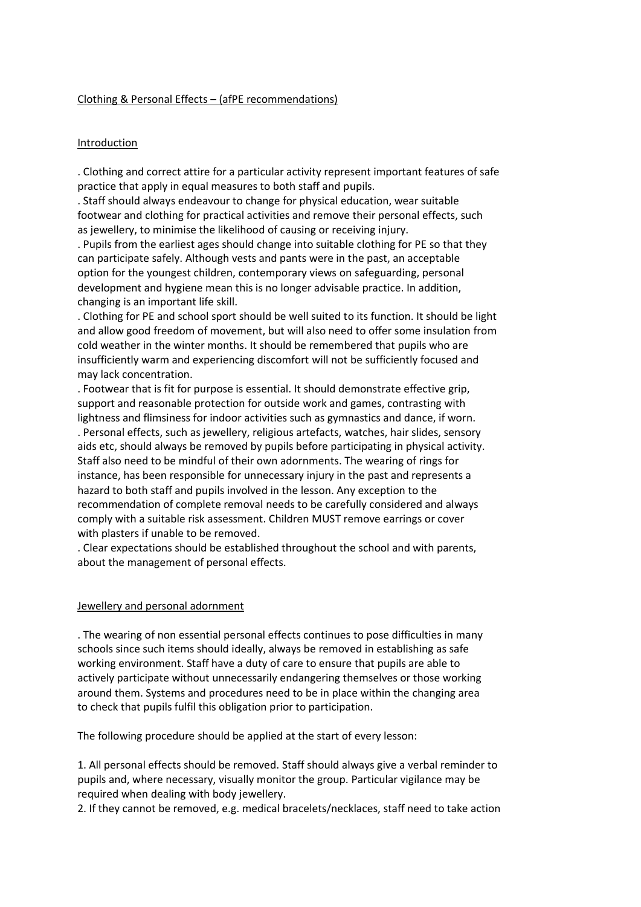Clothing & Personal Effects – (afPE recommendations)

Introduction

. Clothing and correct attire for a particular activity represent important features of safe practice that apply in equal measures to both staff and pupils.

. Staff should always endeavour to change for physical education, wear suitable footwear and clothing for practical activities and remove their personal effects, such as jewellery, to minimise the likelihood of causing or receiving injury.

. Pupils from the earliest ages should change into suitable clothing for PE so that they can participate safely. Although vests and pants were in the past, an acceptable option for the youngest children, contemporary views on safeguarding, personal development and hygiene mean this is no longer advisable practice. In addition, changing is an important life skill.

. Clothing for PE and school sport should be well suited to its function. It should be light and allow good freedom of movement, but will also need to offer some insulation from cold weather in the winter months. It should be remembered that pupils who are insufficiently warm and experiencing discomfort will not be sufficiently focused and may lack concentration.

. Footwear that is fit for purpose is essential. It should demonstrate effective grip, support and reasonable protection for outside work and games, contrasting with lightness and flimsiness for indoor activities such as gymnastics and dance, if worn.

. Personal effects, such as jewellery, religious artefacts, watches, hair slides, sensory aids etc, should always be removed by pupils before participating in physical activity. Staff also need to be mindful of their own adornments. The wearing of rings for instance, has been responsible for unnecessary injury in the past and represents a hazard to both staff and pupils involved in the lesson. Any exception to the recommendation of complete removal needs to be carefully considered and always comply with a suitable risk assessment. Children MUST remove earrings or cover with plasters if unable to be removed.

. Clear expectations should be established throughout the school and with parents, about the management of personal effects.

Jewellery and personal adornment

. The wearing of non essential personal effects continues to pose difficulties in many schools since such items should ideally, always be removed in establishing as safe working environment. Staff have a duty of care to ensure that pupils are able to actively participate without unnecessarily endangering themselves or those working around them. Systems and procedures need to be in place within the changing area to check that pupils fulfil this obligation prior to participation.

The following procedure should be applied at the start of every lesson:

1. All personal effects should be removed. Staff should always give a verbal reminder to pupils and, where necessary, visually monitor the group. Particular vigilance may be required when dealing with body jewellery.
2. If they cannot be removed, e.g. medical bracelets/necklaces, staff need to take action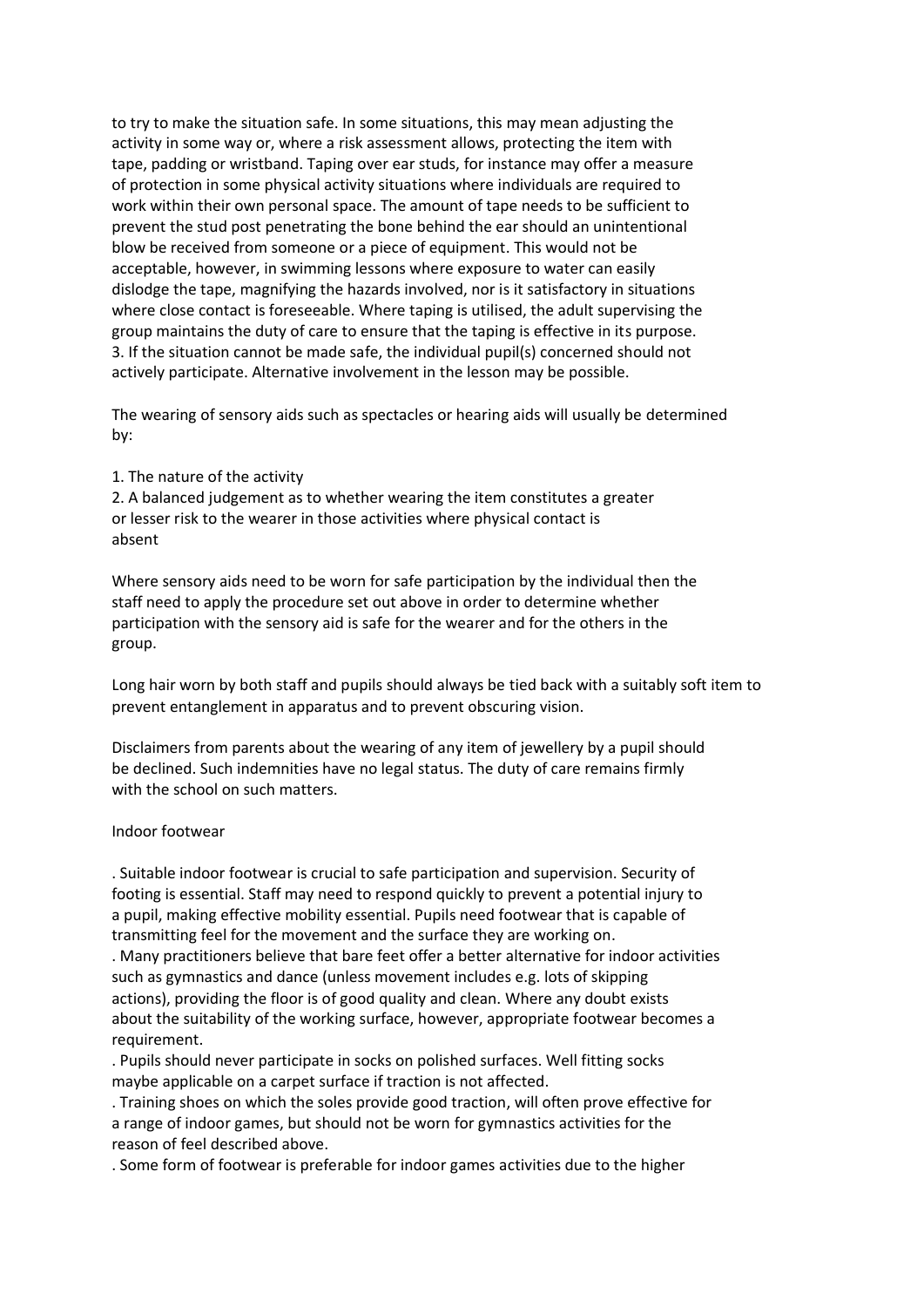to try to make the situation safe. In some situations, this may mean adjusting the activity in some way or, where a risk assessment allows, protecting the item with tape, padding or wristband. Taping over ear studs, for instance may offer a measure of protection in some physical activity situations where individuals are required to work within their own personal space. The amount of tape needs to be sufficient to prevent the stud post penetrating the bone behind the ear should an unintentional blow be received from someone or a piece of equipment. This would not be acceptable, however, in swimming lessons where exposure to water can easily dislodge the tape, magnifying the hazards involved, nor is it satisfactory in situations where close contact is foreseeable. Where taping is utilised, the adult supervising the group maintains the duty of care to ensure that the taping is effective in its purpose.
3. If the situation cannot be made safe, the individual pupil(s) concerned should not actively participate. Alternative involvement in the lesson may be possible.

The wearing of sensory aids such as spectacles or hearing aids will usually be determined by:

1. The nature of the activity
2. A balanced judgement as to whether wearing the item constitutes a greater or lesser risk to the wearer in those activities where physical contact is absent

Where sensory aids need to be worn for safe participation by the individual then the staff need to apply the procedure set out above in order to determine whether participation with the sensory aid is safe for the wearer and for the others in the group.

Long hair worn by both staff and pupils should always be tied back with a suitably soft item to prevent entanglement in apparatus and to prevent obscuring vision.

Disclaimers from parents about the wearing of any item of jewellery by a pupil should be declined. Such indemnities have no legal status. The duty of care remains firmly with the school on such matters.

Indoor footwear

. Suitable indoor footwear is crucial to safe participation and supervision. Security of footing is essential. Staff may need to respond quickly to prevent a potential injury to a pupil, making effective mobility essential. Pupils need footwear that is capable of transmitting feel for the movement and the surface they are working on.
. Many practitioners believe that bare feet offer a better alternative for indoor activities such as gymnastics and dance (unless movement includes e.g. lots of skipping actions), providing the floor is of good quality and clean. Where any doubt exists about the suitability of the working surface, however, appropriate footwear becomes a requirement.
. Pupils should never participate in socks on polished surfaces. Well fitting socks maybe applicable on a carpet surface if traction is not affected.
. Training shoes on which the soles provide good traction, will often prove effective for a range of indoor games, but should not be worn for gymnastics activities for the reason of feel described above.
. Some form of footwear is preferable for indoor games activities due to the higher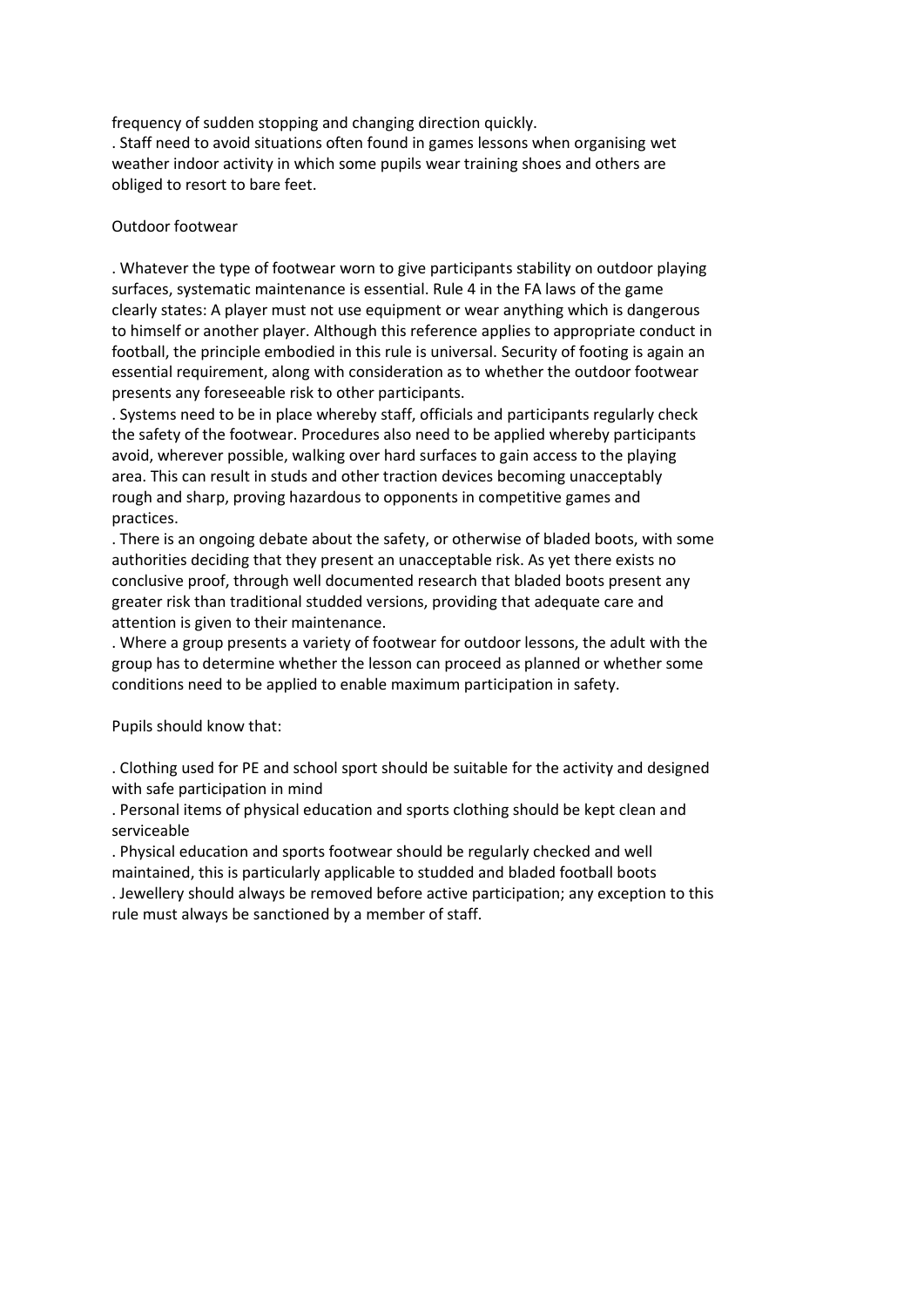frequency of sudden stopping and changing direction quickly.

. Staff need to avoid situations often found in games lessons when organising wet weather indoor activity in which some pupils wear training shoes and others are obliged to resort to bare feet.

Outdoor footwear

. Whatever the type of footwear worn to give participants stability on outdoor playing surfaces, systematic maintenance is essential. Rule 4 in the FA laws of the game clearly states: A player must not use equipment or wear anything which is dangerous to himself or another player. Although this reference applies to appropriate conduct in football, the principle embodied in this rule is universal. Security of footing is again an essential requirement, along with consideration as to whether the outdoor footwear presents any foreseeable risk to other participants.

. Systems need to be in place whereby staff, officials and participants regularly check the safety of the footwear. Procedures also need to be applied whereby participants avoid, wherever possible, walking over hard surfaces to gain access to the playing area. This can result in studs and other traction devices becoming unacceptably rough and sharp, proving hazardous to opponents in competitive games and practices.

. There is an ongoing debate about the safety, or otherwise of bladed boots, with some authorities deciding that they present an unacceptable risk. As yet there exists no conclusive proof, through well documented research that bladed boots present any greater risk than traditional studded versions, providing that adequate care and attention is given to their maintenance.

. Where a group presents a variety of footwear for outdoor lessons, the adult with the group has to determine whether the lesson can proceed as planned or whether some conditions need to be applied to enable maximum participation in safety.

Pupils should know that:

. Clothing used for PE and school sport should be suitable for the activity and designed with safe participation in mind

. Personal items of physical education and sports clothing should be kept clean and serviceable

. Physical education and sports footwear should be regularly checked and well maintained, this is particularly applicable to studded and bladed football boots

. Jewellery should always be removed before active participation; any exception to this rule must always be sanctioned by a member of staff.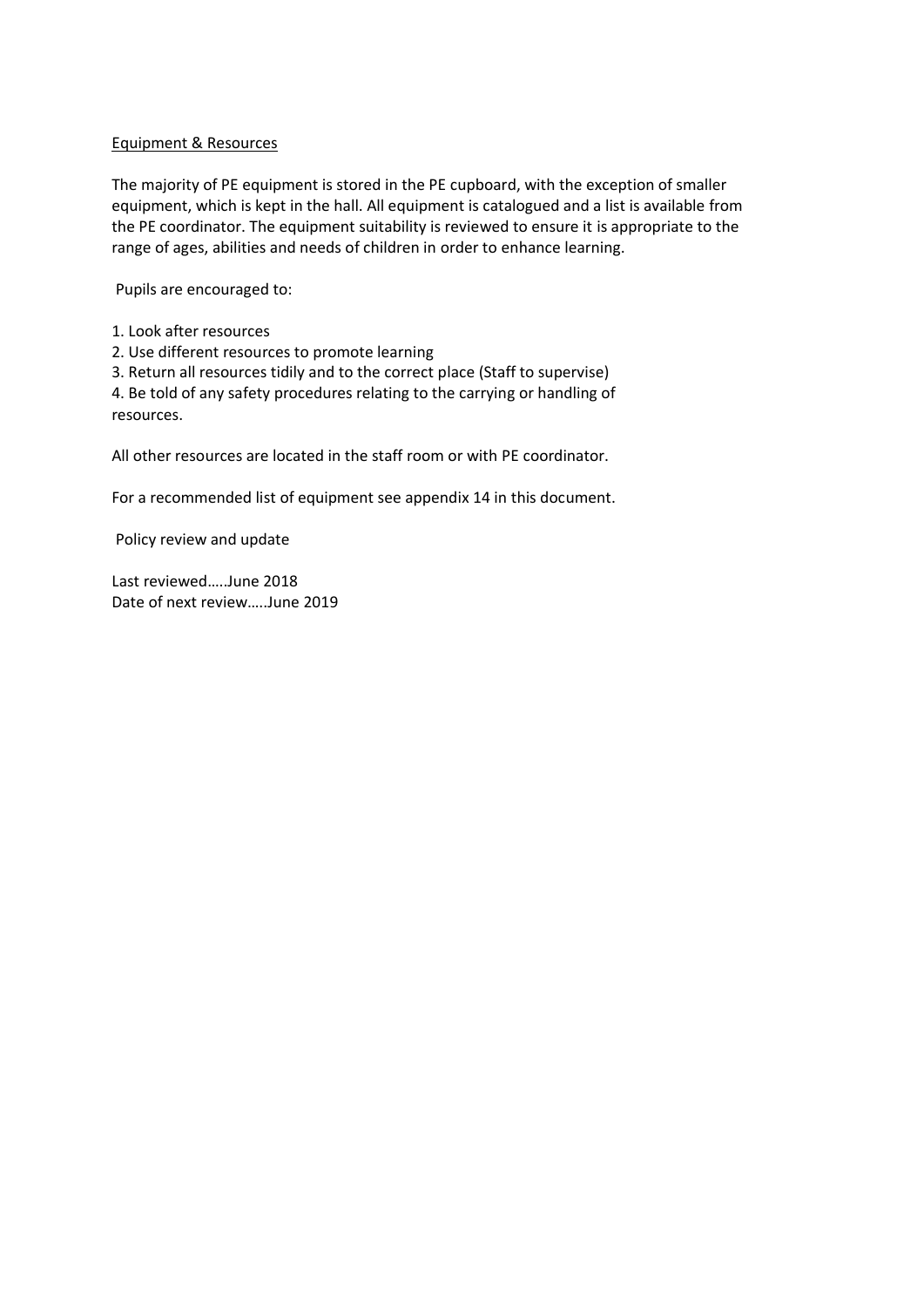<u>Equipment & Resources</u>

The majority of PE equipment is stored in the PE cupboard, with the exception of smaller equipment, which is kept in the hall. All equipment is catalogued and a list is available from the PE coordinator. The equipment suitability is reviewed to ensure it is appropriate to the range of ages, abilities and needs of children in order to enhance learning.

Pupils are encouraged to:

1. Look after resources
2. Use different resources to promote learning
3. Return all resources tidily and to the correct place (Staff to supervise)
4. Be told of any safety procedures relating to the carrying or handling of resources.

All other resources are located in the staff room or with PE coordinator.

For a recommended list of equipment see appendix 14 in this document.

Policy review and update

Last reviewed…..June 2018
Date of next review…..June 2019